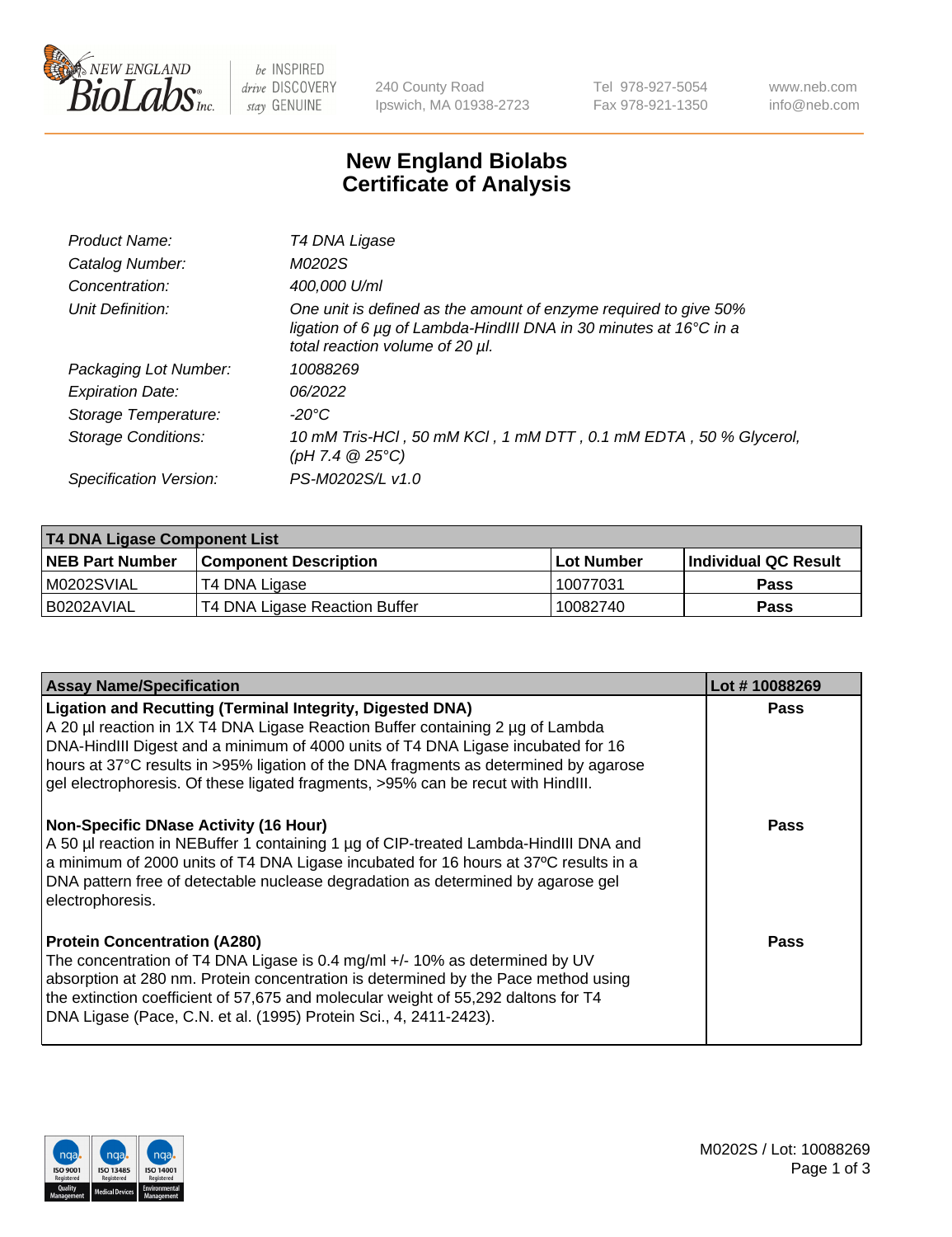# New England Biolabs
# Certificate of Analysis

| | |
|---|---|
| *Product Name:* | *T4 DNA Ligase* |
| *Catalog Number:* | *M0202S* |
| *Concentration:* | *400,000 U/ml* |
| *Unit Definition:* | *One unit is defined as the amount of enzyme required to give 50% ligation of 6 µg of Lambda-HindIII DNA in 30 minutes at 16°C in a total reaction volume of 20 µl.* |
| *Packaging Lot Number:* | *10088269* |
| *Expiration Date:* | *06/2022* |
| *Storage Temperature:* | *-20°C* |
| *Storage Conditions:* | *10 mM Tris-HCl , 50 mM KCl , 1 mM DTT , 0.1 mM EDTA , 50 % Glycerol, (pH 7.4 @ 25°C)* |
| *Specification Version:* | *PS-M0202S/L v1.0* |

| **T4 DNA Ligase Component List** | | | |
|---|---|---|---|
| **NEB Part Number** | **Component Description** | **Lot Number** | **Individual QC Result** |
| M0202SVIAL | T4 DNA Ligase | 10077031 | **Pass** |
| B0202AVIAL | T4 DNA Ligase Reaction Buffer | 10082740 | **Pass** |

| **Assay Name/Specification** | **Lot # 10088269** |
|---|---|
| **Ligation and Recutting (Terminal Integrity, Digested DNA)** A 20 µl reaction in 1X T4 DNA Ligase Reaction Buffer containing 2 µg of Lambda DNA-HindIII Digest and a minimum of 4000 units of T4 DNA Ligase incubated for 16 hours at 37°C results in >95% ligation of the DNA fragments as determined by agarose gel electrophoresis. Of these ligated fragments, >95% can be recut with HindIII. | **Pass** |
| **Non-Specific DNase Activity (16 Hour)** A 50 µl reaction in NEBuffer 1 containing 1 µg of CIP-treated Lambda-HindIII DNA and a minimum of 2000 units of T4 DNA Ligase incubated for 16 hours at 37ºC results in a DNA pattern free of detectable nuclease degradation as determined by agarose gel electrophoresis. | **Pass** |
| **Protein Concentration (A280)** The concentration of T4 DNA Ligase is 0.4 mg/ml +/- 10% as determined by UV absorption at 280 nm. Protein concentration is determined by the Pace method using the extinction coefficient of 57,675 and molecular weight of 55,292 daltons for T4 DNA Ligase (Pace, C.N. et al. (1995) Protein Sci., 4, 2411-2423). | **Pass** |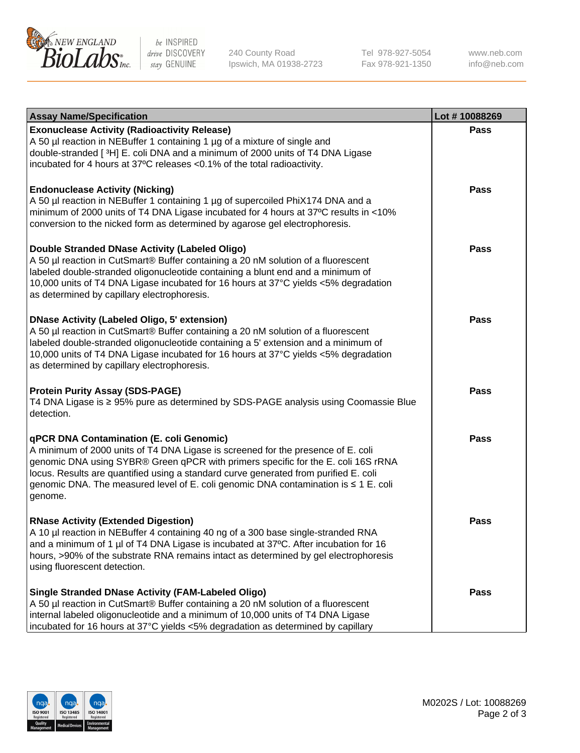| Assay Name/Specification | Lot # 10088269 |
|---|---|
| **Exonuclease Activity (Radioactivity Release)**<br>A 50 µl reaction in NEBuffer 1 containing 1 µg of a mixture of single and double-stranded [ $^3$H] E. coli DNA and a minimum of 2000 units of T4 DNA Ligase incubated for 4 hours at 37ºC releases <0.1% of the total radioactivity. | Pass |
| **Endonuclease Activity (Nicking)**<br>A 50 µl reaction in NEBuffer 1 containing 1 µg of supercoiled PhiX174 DNA and a minimum of 2000 units of T4 DNA Ligase incubated for 4 hours at 37ºC results in <10% conversion to the nicked form as determined by agarose gel electrophoresis. | Pass |
| **Double Stranded DNase Activity (Labeled Oligo)**<br>A 50 µl reaction in CutSmart® Buffer containing a 20 nM solution of a fluorescent labeled double-stranded oligonucleotide containing a blunt end and a minimum of 10,000 units of T4 DNA Ligase incubated for 16 hours at 37°C yields <5% degradation as determined by capillary electrophoresis. | Pass |
| **DNase Activity (Labeled Oligo, 5' extension)**<br>A 50 µl reaction in CutSmart® Buffer containing a 20 nM solution of a fluorescent labeled double-stranded oligonucleotide containing a 5' extension and a minimum of 10,000 units of T4 DNA Ligase incubated for 16 hours at 37°C yields <5% degradation as determined by capillary electrophoresis. | Pass |
| **Protein Purity Assay (SDS-PAGE)**<br>T4 DNA Ligase is ≥ 95% pure as determined by SDS-PAGE analysis using Coomassie Blue detection. | Pass |
| **qPCR DNA Contamination (E. coli Genomic)**<br>A minimum of 2000 units of T4 DNA Ligase is screened for the presence of E. coli genomic DNA using SYBR® Green qPCR with primers specific for the E. coli 16S rRNA locus. Results are quantified using a standard curve generated from purified E. coli genomic DNA. The measured level of E. coli genomic DNA contamination is ≤ 1 E. coli genome. | Pass |
| **RNase Activity (Extended Digestion)**<br>A 10 µl reaction in NEBuffer 4 containing 40 ng of a 300 base single-stranded RNA and a minimum of 1 µl of T4 DNA Ligase is incubated at 37ºC. After incubation for 16 hours, >90% of the substrate RNA remains intact as determined by gel electrophoresis using fluorescent detection. | Pass |
| **Single Stranded DNase Activity (FAM-Labeled Oligo)**<br>A 50 µl reaction in CutSmart® Buffer containing a 20 nM solution of a fluorescent internal labeled oligonucleotide and a minimum of 10,000 units of T4 DNA Ligase incubated for 16 hours at 37°C yields <5% degradation as determined by capillary | Pass |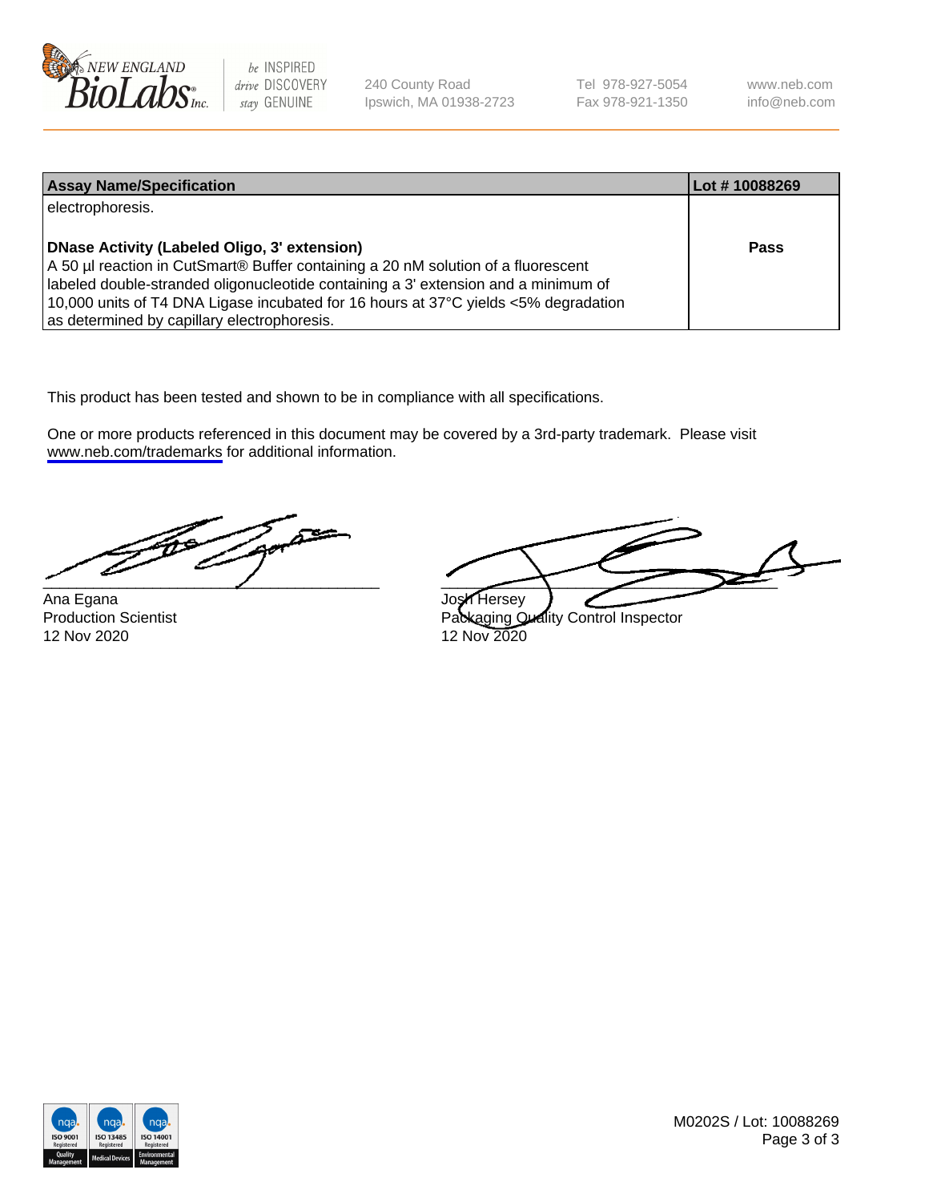| Assay Name/Specification | Lot # 10088269 |
|---|---|
| electrophoresis. | |
| **DNase Activity (Labeled Oligo, 3' extension)**<br>A 50 µl reaction in CutSmart® Buffer containing a 20 nM solution of a fluorescent labeled double-stranded oligonucleotide containing a 3' extension and a minimum of 10,000 units of T4 DNA Ligase incubated for 16 hours at 37°C yields <5% degradation as determined by capillary electrophoresis. | **Pass** |

This product has been tested and shown to be in compliance with all specifications.

One or more products referenced in this document may be covered by a 3rd-party trademark. Please visit www.neb.com/trademarks for additional information.

Ana Egana
Production Scientist
12 Nov 2020

Josh Hersey
Packaging Quality Control Inspector
12 Nov 2020

M0202S / Lot: 10088269